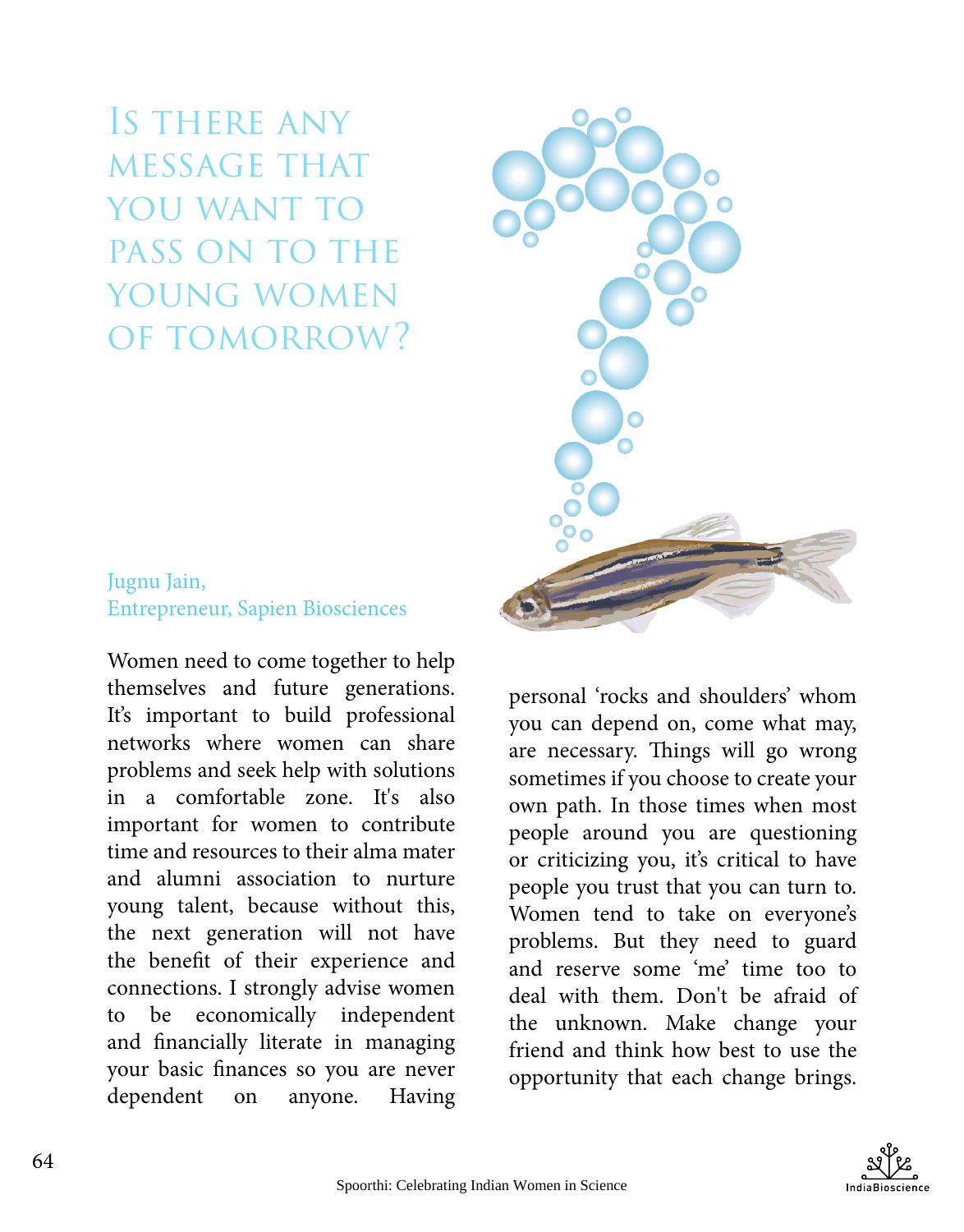# Is there any message that you want to pass on to the young women of tomorrow?

Jugnu Jain,
Entrepreneur, Sapien Biosciences

Women need to come together to help themselves and future generations. It's important to build professional networks where women can share problems and seek help with solutions in a comfortable zone. It's also important for women to contribute time and resources to their alma mater and alumni association to nurture young talent, because without this, the next generation will not have the benefit of their experience and connections. I strongly advise women to be economically independent and financially literate in managing your basic finances so you are never dependent on anyone. Having personal 'rocks and shoulders' whom you can depend on, come what may, are necessary. Things will go wrong sometimes if you choose to create your own path. In those times when most people around you are questioning or criticizing you, it's critical to have people you trust that you can turn to. Women tend to take on everyone's problems. But they need to guard and reserve some 'me' time too to deal with them. Don't be afraid of the unknown. Make change your friend and think how best to use the opportunity that each change brings.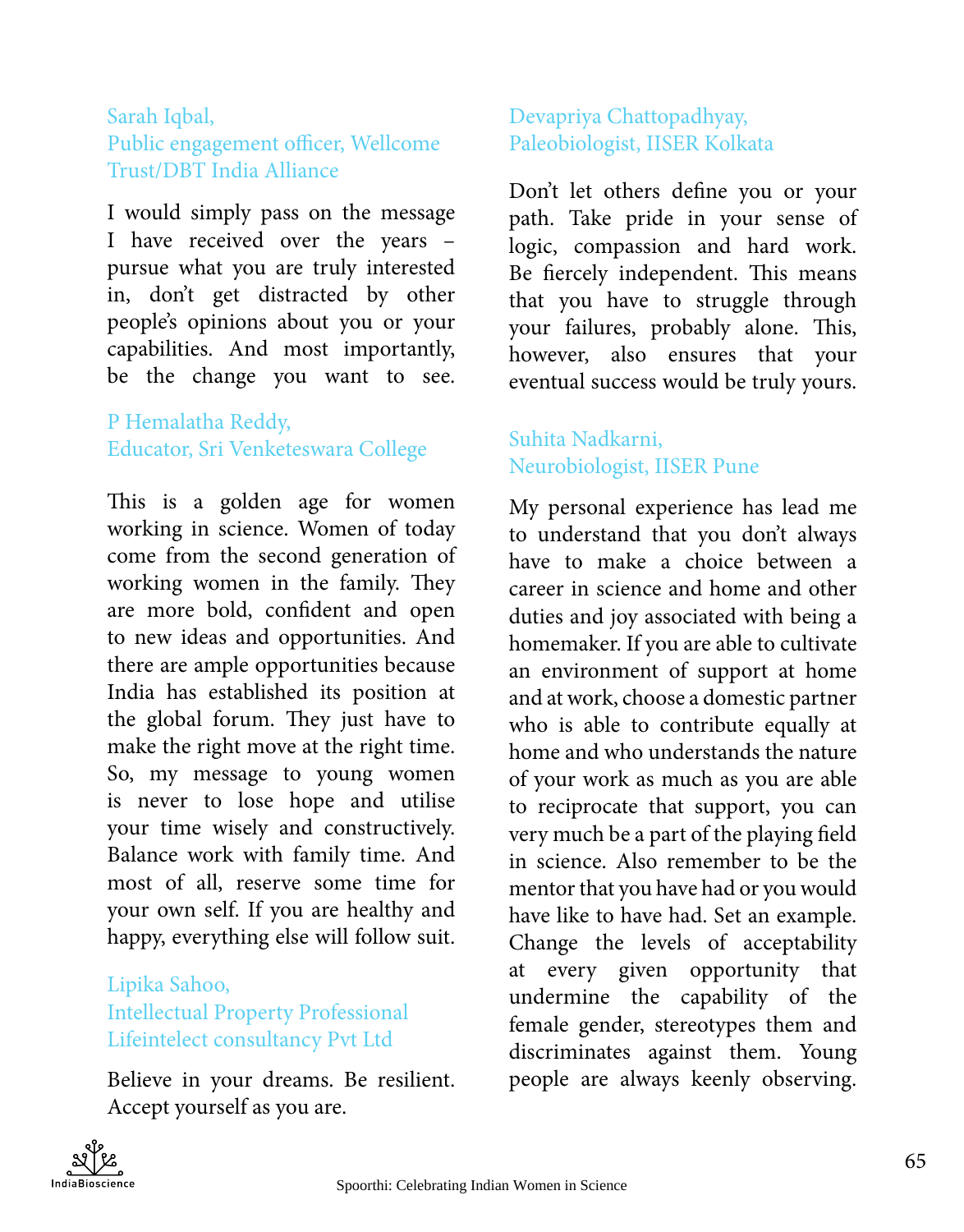Sarah Iqbal,
Public engagement officer, Wellcome Trust/DBT India Alliance

I would simply pass on the message I have received over the years – pursue what you are truly interested in, don't get distracted by other people's opinions about you or your capabilities. And most importantly, be the change you want to see.

P Hemalatha Reddy,
Educator, Sri Venketeswara College

This is a golden age for women working in science. Women of today come from the second generation of working women in the family. They are more bold, confident and open to new ideas and opportunities. And there are ample opportunities because India has established its position at the global forum. They just have to make the right move at the right time. So, my message to young women is never to lose hope and utilise your time wisely and constructively. Balance work with family time. And most of all, reserve some time for your own self. If you are healthy and happy, everything else will follow suit.

Lipika Sahoo,
Intellectual Property Professional
Lifeintelect consultancy Pvt Ltd

Believe in your dreams. Be resilient. Accept yourself as you are.

Devapriya Chattopadhyay,
Paleobiologist, IISER Kolkata

Don't let others define you or your path. Take pride in your sense of logic, compassion and hard work. Be fiercely independent. This means that you have to struggle through your failures, probably alone. This, however, also ensures that your eventual success would be truly yours.

Suhita Nadkarni,
Neurobiologist, IISER Pune

My personal experience has lead me to understand that you don't always have to make a choice between a career in science and home and other duties and joy associated with being a homemaker. If you are able to cultivate an environment of support at home and at work, choose a domestic partner who is able to contribute equally at home and who understands the nature of your work as much as you are able to reciprocate that support, you can very much be a part of the playing field in science. Also remember to be the mentor that you have had or you would have like to have had. Set an example. Change the levels of acceptability at every given opportunity that undermine the capability of the female gender, stereotypes them and discriminates against them. Young people are always keenly observing.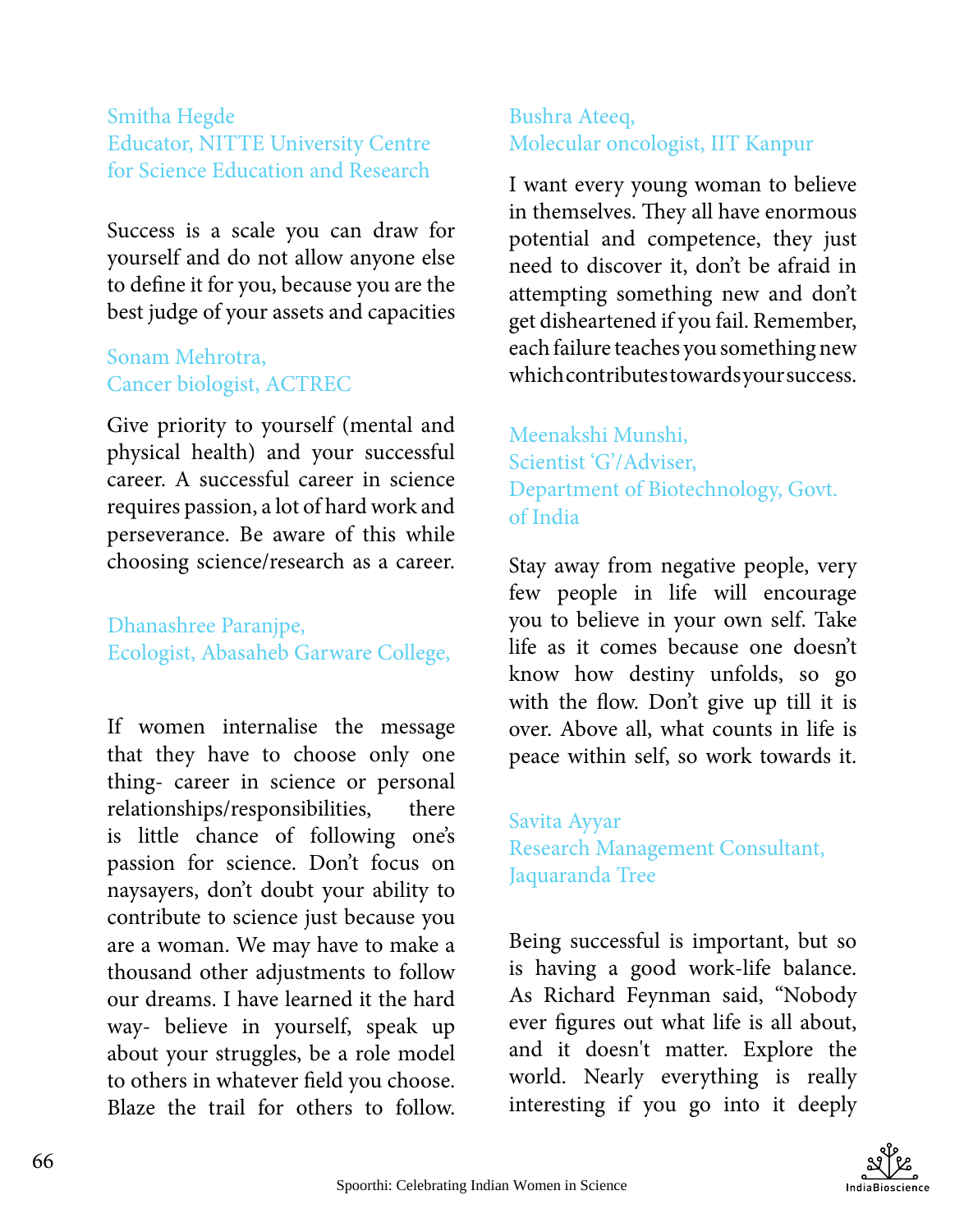**Smitha Hegde**
**Educator, NITTE University Centre for Science Education and Research**

Success is a scale you can draw for yourself and do not allow anyone else to define it for you, because you are the best judge of your assets and capacities

**Sonam Mehrotra,**
**Cancer biologist, ACTREC**

Give priority to yourself (mental and physical health) and your successful career. A successful career in science requires passion, a lot of hard work and perseverance. Be aware of this while choosing science/research as a career.

**Dhanashree Paranjpe,**
**Ecologist, Abasaheb Garware College,**

If women internalise the message that they have to choose only one thing- career in science or personal relationships/responsibilities, there is little chance of following one's passion for science. Don't focus on naysayers, don't doubt your ability to contribute to science just because you are a woman. We may have to make a thousand other adjustments to follow our dreams. I have learned it the hard way- believe in yourself, speak up about your struggles, be a role model to others in whatever field you choose. Blaze the trail for others to follow.

**Bushra Ateeq,**
**Molecular oncologist, IIT Kanpur**

I want every young woman to believe in themselves. They all have enormous potential and competence, they just need to discover it, don't be afraid in attempting something new and don't get disheartened if you fail. Remember, each failure teaches you something new which contributes towards your success.

**Meenakshi Munshi,**
**Scientist 'G'/Adviser,**
**Department of Biotechnology, Govt. of India**

Stay away from negative people, very few people in life will encourage you to believe in your own self. Take life as it comes because one doesn't know how destiny unfolds, so go with the flow. Don't give up till it is over. Above all, what counts in life is peace within self, so work towards it.

**Savita Ayyar**
**Research Management Consultant, Jaquaranda Tree**

Being successful is important, but so is having a good work-life balance. As Richard Feynman said, "Nobody ever figures out what life is all about, and it doesn't matter. Explore the world. Nearly everything is really interesting if you go into it deeply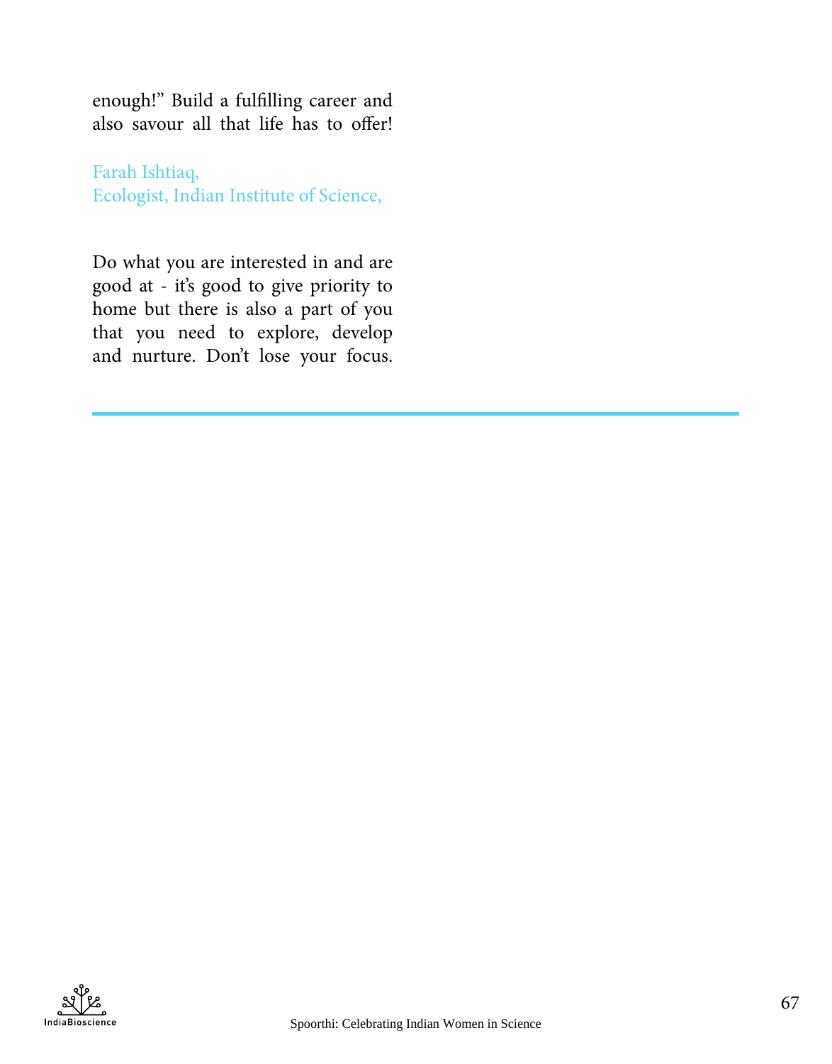enough!" Build a fulfilling career and also savour all that life has to offer!

Farah Ishtiaq,
Ecologist, Indian Institute of Science,

Do what you are interested in and are good at - it's good to give priority to home but there is also a part of you that you need to explore, develop and nurture. Don't lose your focus.

---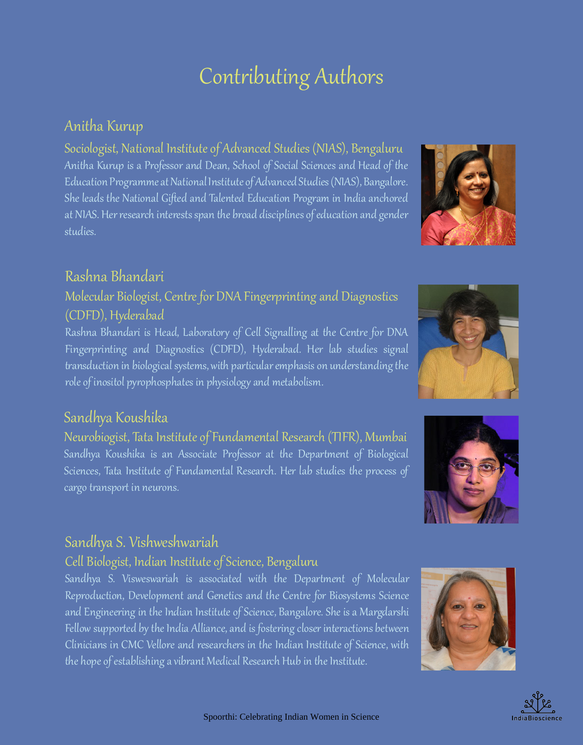# Contributing Authors

## Anitha Kurup

### Sociologist, National Institute of Advanced Studies (NIAS), Bengaluru

Anitha Kurup is a Professor and Dean, School of Social Sciences and Head of the Education Programme at National Institute of Advanced Studies (NIAS), Bangalore. She leads the National Gifted and Talented Education Program in India anchored at NIAS. Her research interests span the broad disciplines of education and gender studies.

## Rashna Bhandari

### Molecular Biologist, Centre for DNA Fingerprinting and Diagnostics (CDFD), Hyderabad

Rashna Bhandari is Head, Laboratory of Cell Signalling at the Centre for DNA Fingerprinting and Diagnostics (CDFD), Hyderabad. Her lab studies signal transduction in biological systems, with particular emphasis on understanding the role of inositol pyrophosphates in physiology and metabolism.

## Sandhya Koushika

### Neurobiogist, Tata Institute of Fundamental Research (TIFR), Mumbai

Sandhya Koushika is an Associate Professor at the Department of Biological Sciences, Tata Institute of Fundamental Research. Her lab studies the process of cargo transport in neurons.

## Sandhya S. Vishweshwariah

### Cell Biologist, Indian Institute of Science, Bengaluru

Sandhya S. Visweswariah is associated with the Department of Molecular Reproduction, Development and Genetics and the Centre for Biosystems Science and Engineering in the Indian Institute of Science, Bangalore. She is a Margdarshi Fellow supported by the India Alliance, and is fostering closer interactions between Clinicians in CMC Vellore and researchers in the Indian Institute of Science, with the hope of establishing a vibrant Medical Research Hub in the Institute.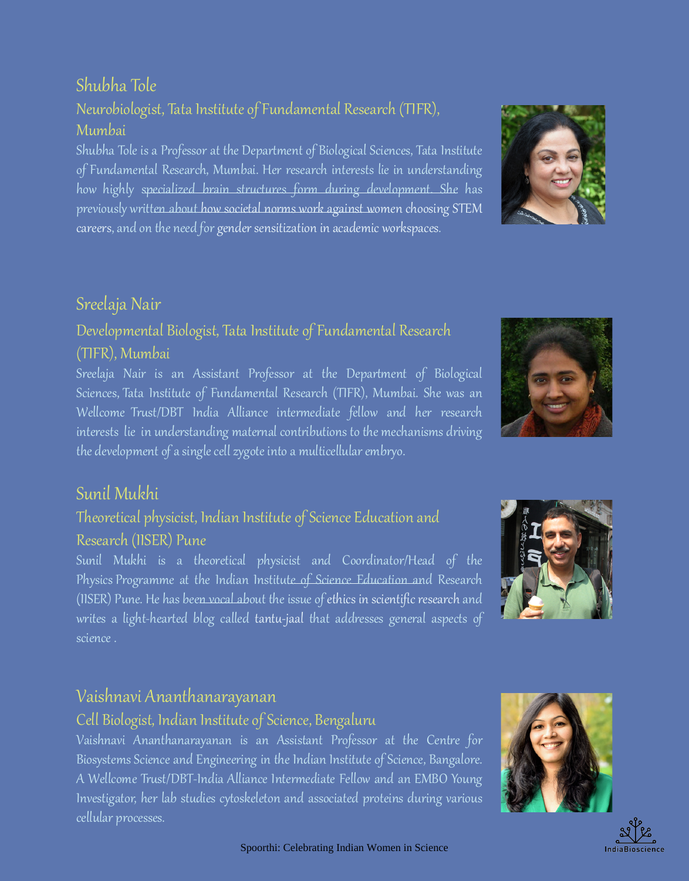## Shubha Tole

### Neurobiologist, Tata Institute of Fundamental Research (TIFR), Mumbai

Shubha Tole is a Professor at the Department of Biological Sciences, Tata Institute of Fundamental Research, Mumbai. Her research interests lie in understanding how highly specialized brain structures form during development. She has previously written about how societal norms work against women choosing STEM careers, and on the need for gender sensitization in academic workspaces.

## Sreelaja Nair

### Developmental Biologist, Tata Institute of Fundamental Research (TIFR), Mumbai

Sreelaja Nair is an Assistant Professor at the Department of Biological Sciences, Tata Institute of Fundamental Research (TIFR), Mumbai. She was an Wellcome Trust/DBT India Alliance intermediate fellow and her research interests lie in understanding maternal contributions to the mechanisms driving the development of a single cell zygote into a multicellular embryo.

## Sunil Mukhi

### Theoretical physicist, Indian Institute of Science Education and Research (IISER) Pune

Sunil Mukhi is a theoretical physicist and Coordinator/Head of the Physics Programme at the Indian Institute of Science Education and Research (IISER) Pune. He has been vocal about the issue of ethics in scientific research and writes a light-hearted blog called tantu-jaal that addresses general aspects of science .

## Vaishnavi Ananthanarayanan

### Cell Biologist, Indian Institute of Science, Bengaluru

Vaishnavi Ananthanarayanan is an Assistant Professor at the Centre for Biosystems Science and Engineering in the Indian Institute of Science, Bangalore. A Wellcome Trust/DBT-India Alliance Intermediate Fellow and an EMBO Young Investigator, her lab studies cytoskeleton and associated proteins during various cellular processes.